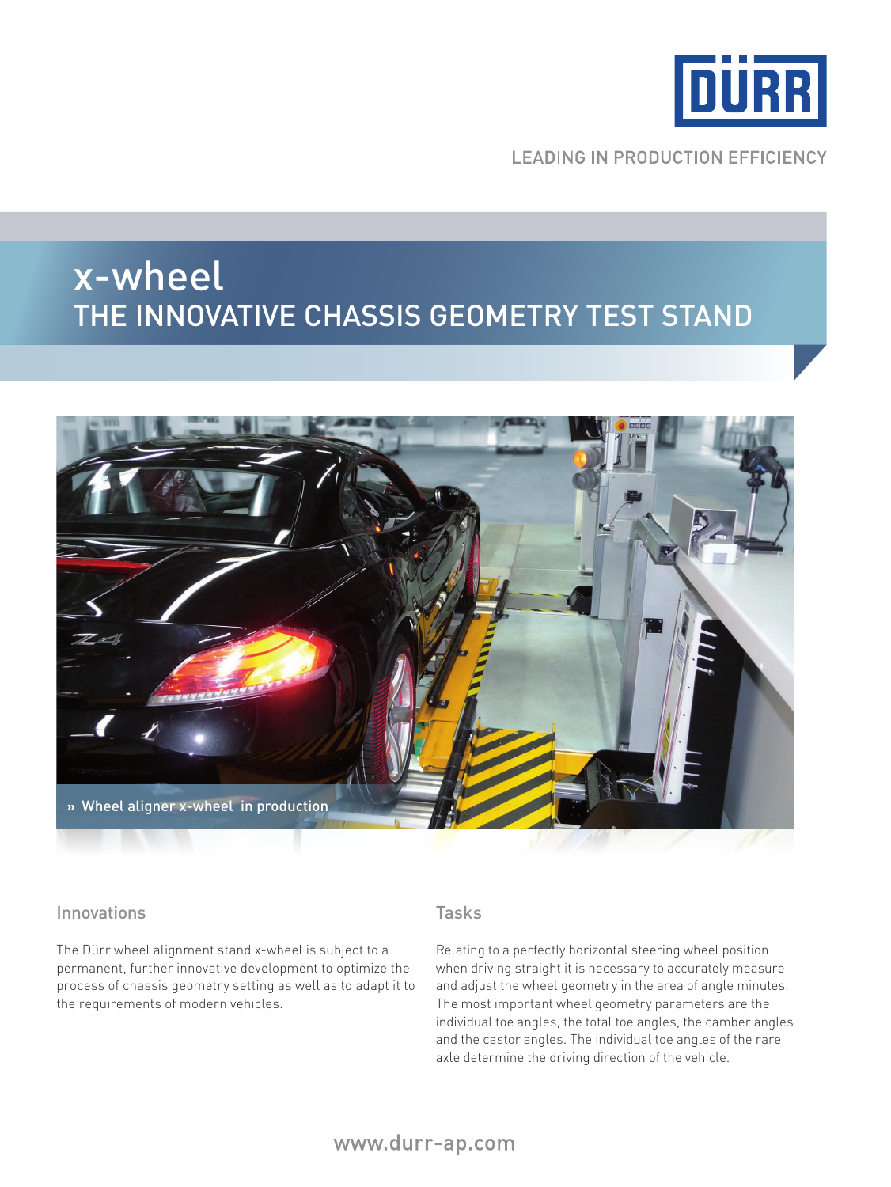DÜRR

LEADING IN PRODUCTION EFFICIENCY

# x-wheel
## THE INNOVATIVE CHASSIS GEOMETRY TEST STAND

» Wheel aligner x-wheel in production

### Innovations

The Dürr wheel alignment stand x-wheel is subject to a permanent, further innovative development to optimize the process of chassis geometry setting as well as to adapt it to the requirements of modern vehicles.

### Tasks

Relating to a perfectly horizontal steering wheel position when driving straight it is necessary to accurately measure and adjust the wheel geometry in the area of angle minutes. The most important wheel geometry parameters are the individual toe angles, the total toe angles, the camber angles and the castor angles. The individual toe angles of the rare axle determine the driving direction of the vehicle.

www.durr-ap.com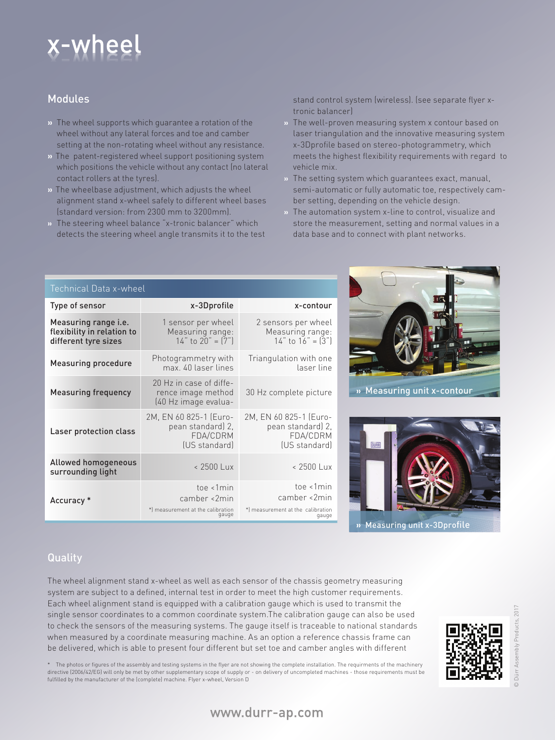# x-wheel

## Modules

- The wheel supports which guarantee a rotation of the wheel without any lateral forces and toe and camber setting at the non-rotating wheel without any resistance.
- The patent-registered wheel support positioning system which positions the vehicle without any contact (no lateral contact rollers at the tyres).
- The wheelbase adjustment, which adjusts the wheel alignment stand x-wheel safely to different wheel bases (standard version: from 2300 mm to 3200mm).
- The steering wheel balance "x-tronic balancer" which detects the steering wheel angle transmits it to the test stand control system (wireless). (see separate flyer x-tronic balancer)
- The well-proven measuring system x contour based on laser triangulation and the innovative measuring system x-3Dprofile based on stereo-photogrammetry, which meets the highest flexibility requirements with regard to vehicle mix.
- The setting system which guarantees exact, manual, semi-automatic or fully automatic toe, respectively camber setting, depending on the vehicle design.
- The automation system x-line to control, visualize and store the measurement, setting and normal values in a data base and to connect with plant networks.

**Technical Data x-wheel**

| Type of sensor | x-3Dprofile | x-contour |
|---|---|---|
| Measuring range i.e. flexibility in relation to different tyre sizes | 1 sensor per wheel Measuring range: 14" to 20" = (7") | 2 sensors per wheel Measuring range: 14" to 16" = (3") |
| Measuring procedure | Photogrammetry with max. 40 laser lines | Triangulation with one laser line |
| Measuring frequency | 20 Hz in case of difference image method (40 Hz image evalua- | 30 Hz complete picture |
| Laser protection class | 2M, EN 60 825-1 (European standard) 2, FDA/CDRM (US standard) | 2M, EN 60 825-1 (European standard) 2, FDA/CDRM (US standard) |
| Allowed homogeneous surrounding light | < 2500 Lux | < 2500 Lux |
| Accuracy * | toe <1min camber <2min *) measurement at the calibration gauge | toe <1min camber <2min *) measurement at the calibration gauge |

» Measuring unit x-contour

» Measuring unit x-3Dprofile

## Quality

The wheel alignment stand x-wheel as well as each sensor of the chassis geometry measuring system are subject to a defined, internal test in order to meet the high customer requirements. Each wheel alignment stand is equipped with a calibration gauge which is used to transmit the single sensor coordinates to a common coordinate system.The calibration gauge can also be used to check the sensors of the measuring systems. The gauge itself is traceable to national standards when measured by a coordinate measuring machine. As an option a reference chassis frame can be delivered, which is able to present four different but set toe and camber angles with different

\* The photos or figures of the assembly and testing systems in the flyer are not showing the complete installation. The requirments of the machinery directive (2006/42/EG) will only be met by other supplementary scope of supply or - on delivery of uncompleted machines - those requirements must be fulfilled by the manufacturer of the (complete) machine. Flyer x-wheel, Version D

© Dürr Assembly Products, 2017

www.durr-ap.com